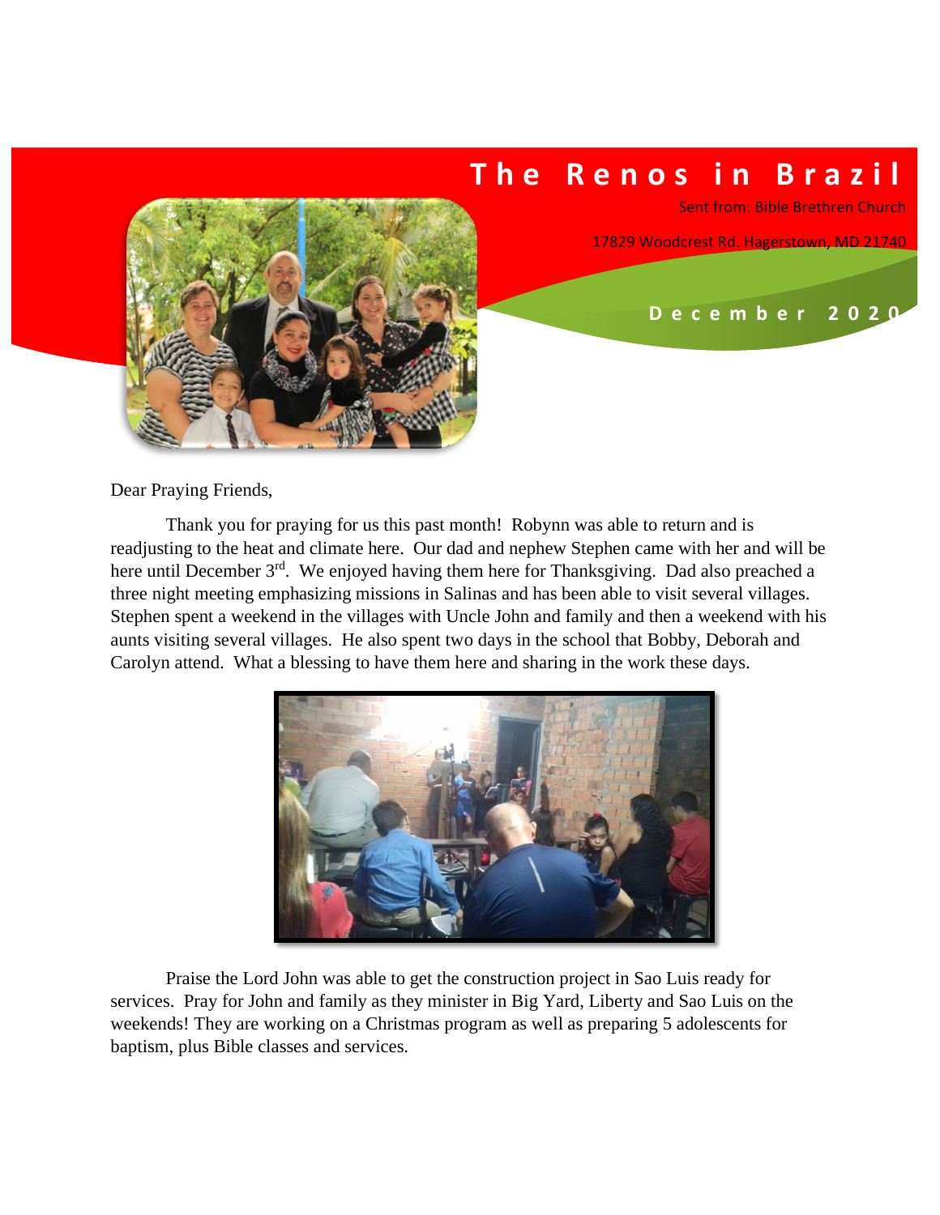# The Renos in Brazil

Sent from: Bible Brethren Church

17829 Woodcrest Rd. Hagerstown, MD 21740

**December 2020**

Dear Praying Friends,

Thank you for praying for us this past month! Robynn was able to return and is readjusting to the heat and climate here. Our dad and nephew Stephen came with her and will be here until December 3rd. We enjoyed having them here for Thanksgiving. Dad also preached a three night meeting emphasizing missions in Salinas and has been able to visit several villages. Stephen spent a weekend in the villages with Uncle John and family and then a weekend with his aunts visiting several villages. He also spent two days in the school that Bobby, Deborah and Carolyn attend. What a blessing to have them here and sharing in the work these days.

Praise the Lord John was able to get the construction project in Sao Luis ready for services. Pray for John and family as they minister in Big Yard, Liberty and Sao Luis on the weekends! They are working on a Christmas program as well as preparing 5 adolescents for baptism, plus Bible classes and services.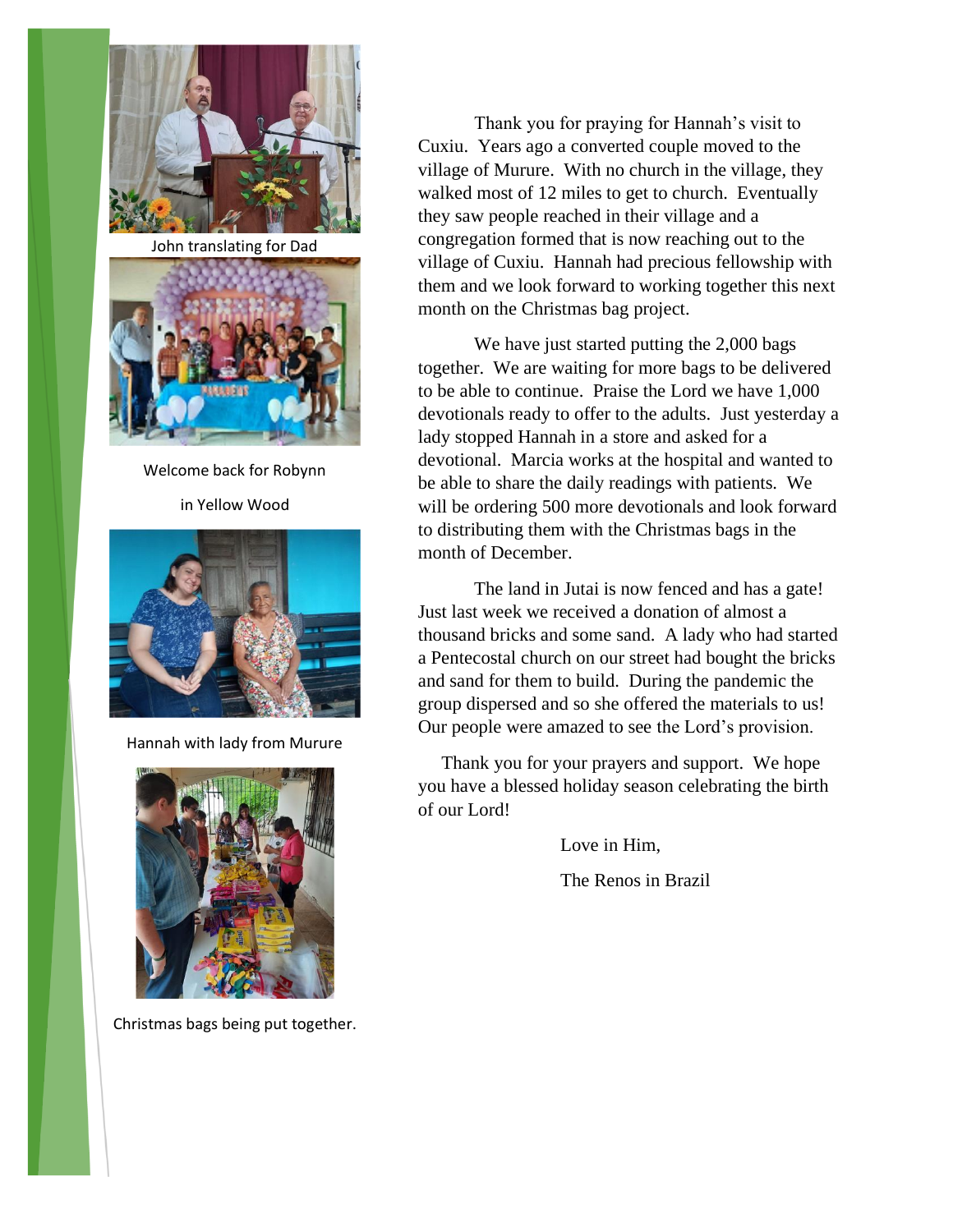John translating for Dad

Welcome back for Robynn

in Yellow Wood

Hannah with lady from Murure

Christmas bags being put together.

Thank you for praying for Hannah's visit to Cuxiu. Years ago a converted couple moved to the village of Murure. With no church in the village, they walked most of 12 miles to get to church. Eventually they saw people reached in their village and a congregation formed that is now reaching out to the village of Cuxiu. Hannah had precious fellowship with them and we look forward to working together this next month on the Christmas bag project.

We have just started putting the 2,000 bags together. We are waiting for more bags to be delivered to be able to continue. Praise the Lord we have 1,000 devotionals ready to offer to the adults. Just yesterday a lady stopped Hannah in a store and asked for a devotional. Marcia works at the hospital and wanted to be able to share the daily readings with patients. We will be ordering 500 more devotionals and look forward to distributing them with the Christmas bags in the month of December.

The land in Jutai is now fenced and has a gate! Just last week we received a donation of almost a thousand bricks and some sand. A lady who had started a Pentecostal church on our street had bought the bricks and sand for them to build. During the pandemic the group dispersed and so she offered the materials to us! Our people were amazed to see the Lord's provision.

Thank you for your prayers and support. We hope you have a blessed holiday season celebrating the birth of our Lord!

Love in Him,

The Renos in Brazil